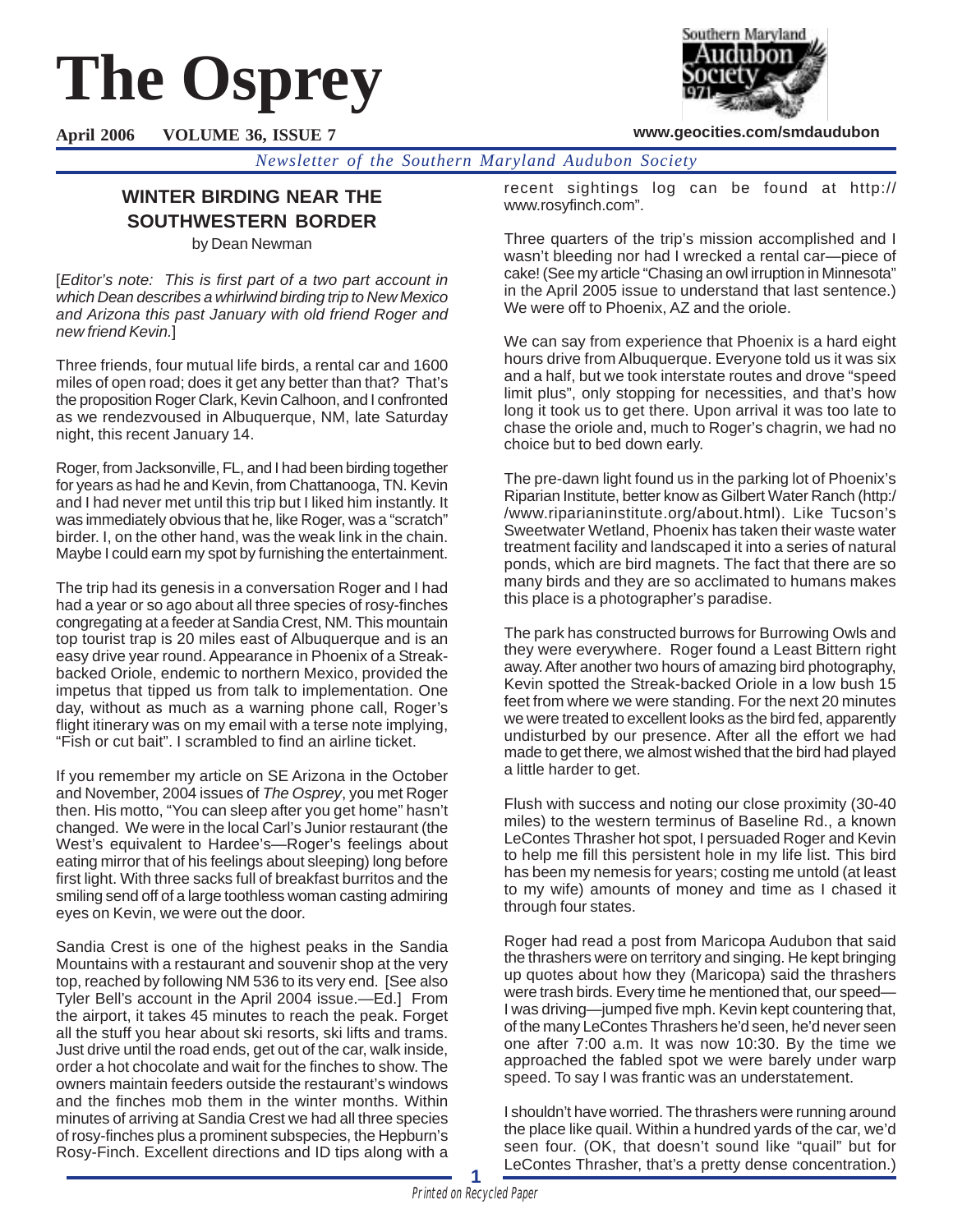# The Osprey

**April 2006 VOLUME 36, ISSUE 7**

**www.geocities.com/smdaudubon**

*Newsletter of the Southern Maryland Audubon Society*

## WINTER BIRDING NEAR THE SOUTHWESTERN BORDER

by Dean Newman

[*Editor's note: This is first part of a two part account in which Dean describes a whirlwind birding trip to New Mexico and Arizona this past January with old friend Roger and new friend Kevin.*]

Three friends, four mutual life birds, a rental car and 1600 miles of open road; does it get any better than that? That's the proposition Roger Clark, Kevin Calhoon, and I confronted as we rendezvoused in Albuquerque, NM, late Saturday night, this recent January 14.

Roger, from Jacksonville, FL, and I had been birding together for years as had he and Kevin, from Chattanooga, TN. Kevin and I had never met until this trip but I liked him instantly. It was immediately obvious that he, like Roger, was a "scratch" birder. I, on the other hand, was the weak link in the chain. Maybe I could earn my spot by furnishing the entertainment.

The trip had its genesis in a conversation Roger and I had had a year or so ago about all three species of rosy-finches congregating at a feeder at Sandia Crest, NM. This mountain top tourist trap is 20 miles east of Albuquerque and is an easy drive year round. Appearance in Phoenix of a Streak-backed Oriole, endemic to northern Mexico, provided the impetus that tipped us from talk to implementation. One day, without as much as a warning phone call, Roger's flight itinerary was on my email with a terse note implying, "Fish or cut bait". I scrambled to find an airline ticket.

If you remember my article on SE Arizona in the October and November, 2004 issues of *The Osprey*, you met Roger then. His motto, "You can sleep after you get home" hasn't changed. We were in the local Carl's Junior restaurant (the West's equivalent to Hardee's—Roger's feelings about eating mirror that of his feelings about sleeping) long before first light. With three sacks full of breakfast burritos and the smiling send off of a large toothless woman casting admiring eyes on Kevin, we were out the door.

Sandia Crest is one of the highest peaks in the Sandia Mountains with a restaurant and souvenir shop at the very top, reached by following NM 536 to its very end. [See also Tyler Bell's account in the April 2004 issue.—Ed.] From the airport, it takes 45 minutes to reach the peak. Forget all the stuff you hear about ski resorts, ski lifts and trams. Just drive until the road ends, get out of the car, walk inside, order a hot chocolate and wait for the finches to show. The owners maintain feeders outside the restaurant's windows and the finches mob them in the winter months. Within minutes of arriving at Sandia Crest we had all three species of rosy-finches plus a prominent subspecies, the Hepburn's Rosy-Finch. Excellent directions and ID tips along with a recent sightings log can be found at http://www.rosyfinch.com".

Three quarters of the trip's mission accomplished and I wasn't bleeding nor had I wrecked a rental car—piece of cake! (See my article "Chasing an owl irruption in Minnesota" in the April 2005 issue to understand that last sentence.) We were off to Phoenix, AZ and the oriole.

We can say from experience that Phoenix is a hard eight hours drive from Albuquerque. Everyone told us it was six and a half, but we took interstate routes and drove "speed limit plus", only stopping for necessities, and that's how long it took us to get there. Upon arrival it was too late to chase the oriole and, much to Roger's chagrin, we had no choice but to bed down early.

The pre-dawn light found us in the parking lot of Phoenix's Riparian Institute, better know as Gilbert Water Ranch (http://www.riparianinstitute.org/about.html). Like Tucson's Sweetwater Wetland, Phoenix has taken their waste water treatment facility and landscaped it into a series of natural ponds, which are bird magnets. The fact that there are so many birds and they are so acclimated to humans makes this place is a photographer's paradise.

The park has constructed burrows for Burrowing Owls and they were everywhere. Roger found a Least Bittern right away. After another two hours of amazing bird photography, Kevin spotted the Streak-backed Oriole in a low bush 15 feet from where we were standing. For the next 20 minutes we were treated to excellent looks as the bird fed, apparently undisturbed by our presence. After all the effort we had made to get there, we almost wished that the bird had played a little harder to get.

Flush with success and noting our close proximity (30-40 miles) to the western terminus of Baseline Rd., a known LeContes Thrasher hot spot, I persuaded Roger and Kevin to help me fill this persistent hole in my life list. This bird has been my nemesis for years; costing me untold (at least to my wife) amounts of money and time as I chased it through four states.

Roger had read a post from Maricopa Audubon that said the thrashers were on territory and singing. He kept bringing up quotes about how they (Maricopa) said the thrashers were trash birds. Every time he mentioned that, our speed—I was driving—jumped five mph. Kevin kept countering that, of the many LeContes Thrashers he'd seen, he'd never seen one after 7:00 a.m. It was now 10:30. By the time we approached the fabled spot we were barely under warp speed. To say I was frantic was an understatement.

I shouldn't have worried. The thrashers were running around the place like quail. Within a hundred yards of the car, we'd seen four. (OK, that doesn't sound like "quail" but for LeContes Thrasher, that's a pretty dense concentration.)

*Printed on Recycled Paper*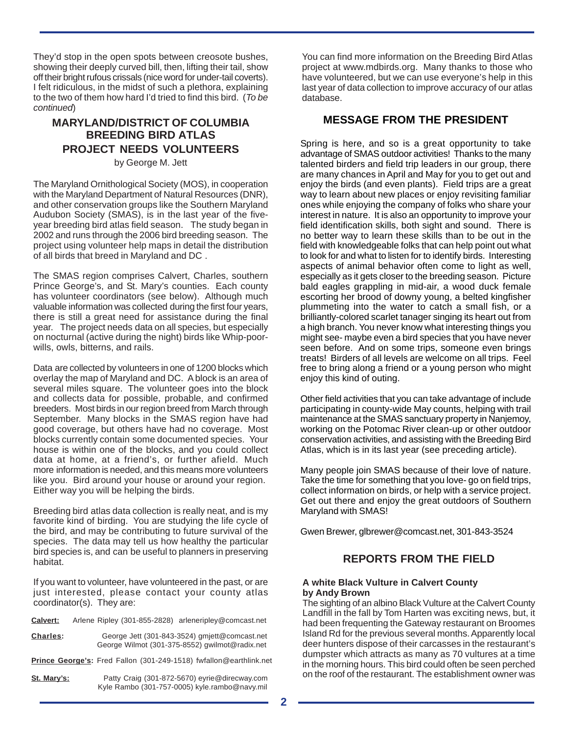They'd stop in the open spots between creosote bushes, showing their deeply curved bill, then, lifting their tail, show off their bright rufous crissals (nice word for under-tail coverts). I felt ridiculous, in the midst of such a plethora, explaining to the two of them how hard I'd tried to find this bird. (*To be continued*)

## MARYLAND/DISTRICT OF COLUMBIA BREEDING BIRD ATLAS PROJECT NEEDS VOLUNTEERS

by George M. Jett

The Maryland Ornithological Society (MOS), in cooperation with the Maryland Department of Natural Resources (DNR), and other conservation groups like the Southern Maryland Audubon Society (SMAS), is in the last year of the five-year breeding bird atlas field season. The study began in 2002 and runs through the 2006 bird breeding season. The project using volunteer help maps in detail the distribution of all birds that breed in Maryland and DC .

The SMAS region comprises Calvert, Charles, southern Prince George's, and St. Mary's counties. Each county has volunteer coordinators (see below). Although much valuable information was collected during the first four years, there is still a great need for assistance during the final year. The project needs data on all species, but especially on nocturnal (active during the night) birds like Whip-poor-wills, owls, bitterns, and rails.

Data are collected by volunteers in one of 1200 blocks which overlay the map of Maryland and DC. A block is an area of several miles square. The volunteer goes into the block and collects data for possible, probable, and confirmed breeders. Most birds in our region breed from March through September. Many blocks in the SMAS region have had good coverage, but others have had no coverage. Most blocks currently contain some documented species. Your house is within one of the blocks, and you could collect data at home, at a friend's, or further afield. Much more information is needed, and this means more volunteers like you. Bird around your house or around your region. Either way you will be helping the birds.

Breeding bird atlas data collection is really neat, and is my favorite kind of birding. You are studying the life cycle of the bird, and may be contributing to future survival of the species. The data may tell us how healthy the particular bird species is, and can be useful to planners in preserving habitat.

If you want to volunteer, have volunteered in the past, or are just interested, please contact your county atlas coordinator(s). They are:

**Calvert:** Arlene Ripley (301-855-2828) arleneripley@comcast.net

**Charles:** George Jett (301-843-3524) gmjett@comcast.net
George Wilmot (301-375-8552) gwilmot@radix.net

**Prince George's:** Fred Fallon (301-249-1518) fwfallon@earthlink.net

**St. Mary's:** Patty Craig (301-872-5670) eyrie@direcway.com
Kyle Rambo (301-757-0005) kyle.rambo@navy.mil

You can find more information on the Breeding Bird Atlas project at www.mdbirds.org. Many thanks to those who have volunteered, but we can use everyone's help in this last year of data collection to improve accuracy of our atlas database.

## MESSAGE FROM THE PRESIDENT

Spring is here, and so is a great opportunity to take advantage of SMAS outdoor activities! Thanks to the many talented birders and field trip leaders in our group, there are many chances in April and May for you to get out and enjoy the birds (and even plants). Field trips are a great way to learn about new places or enjoy revisiting familiar ones while enjoying the company of folks who share your interest in nature. It is also an opportunity to improve your field identification skills, both sight and sound. There is no better way to learn these skills than to be out in the field with knowledgeable folks that can help point out what to look for and what to listen for to identify birds. Interesting aspects of animal behavior often come to light as well, especially as it gets closer to the breeding season. Picture bald eagles grappling in mid-air, a wood duck female escorting her brood of downy young, a belted kingfisher plummeting into the water to catch a small fish, or a brilliantly-colored scarlet tanager singing its heart out from a high branch. You never know what interesting things you might see- maybe even a bird species that you have never seen before. And on some trips, someone even brings treats! Birders of all levels are welcome on all trips. Feel free to bring along a friend or a young person who might enjoy this kind of outing.

Other field activities that you can take advantage of include participating in county-wide May counts, helping with trail maintenance at the SMAS sanctuary property in Nanjemoy, working on the Potomac River clean-up or other outdoor conservation activities, and assisting with the Breeding Bird Atlas, which is in its last year (see preceding article).

Many people join SMAS because of their love of nature. Take the time for something that you love- go on field trips, collect information on birds, or help with a service project. Get out there and enjoy the great outdoors of Southern Maryland with SMAS!

Gwen Brewer, glbrewer@comcast.net, 301-843-3524

## REPORTS FROM THE FIELD

**A white Black Vulture in Calvert County**
**by Andy Brown**

The sighting of an albino Black Vulture at the Calvert County Landfill in the fall by Tom Harten was exciting news, but, it had been frequenting the Gateway restaurant on Broomes Island Rd for the previous several months. Apparently local deer hunters dispose of their carcasses in the restaurant's dumpster which attracts as many as 70 vultures at a time in the morning hours. This bird could often be seen perched on the roof of the restaurant. The establishment owner was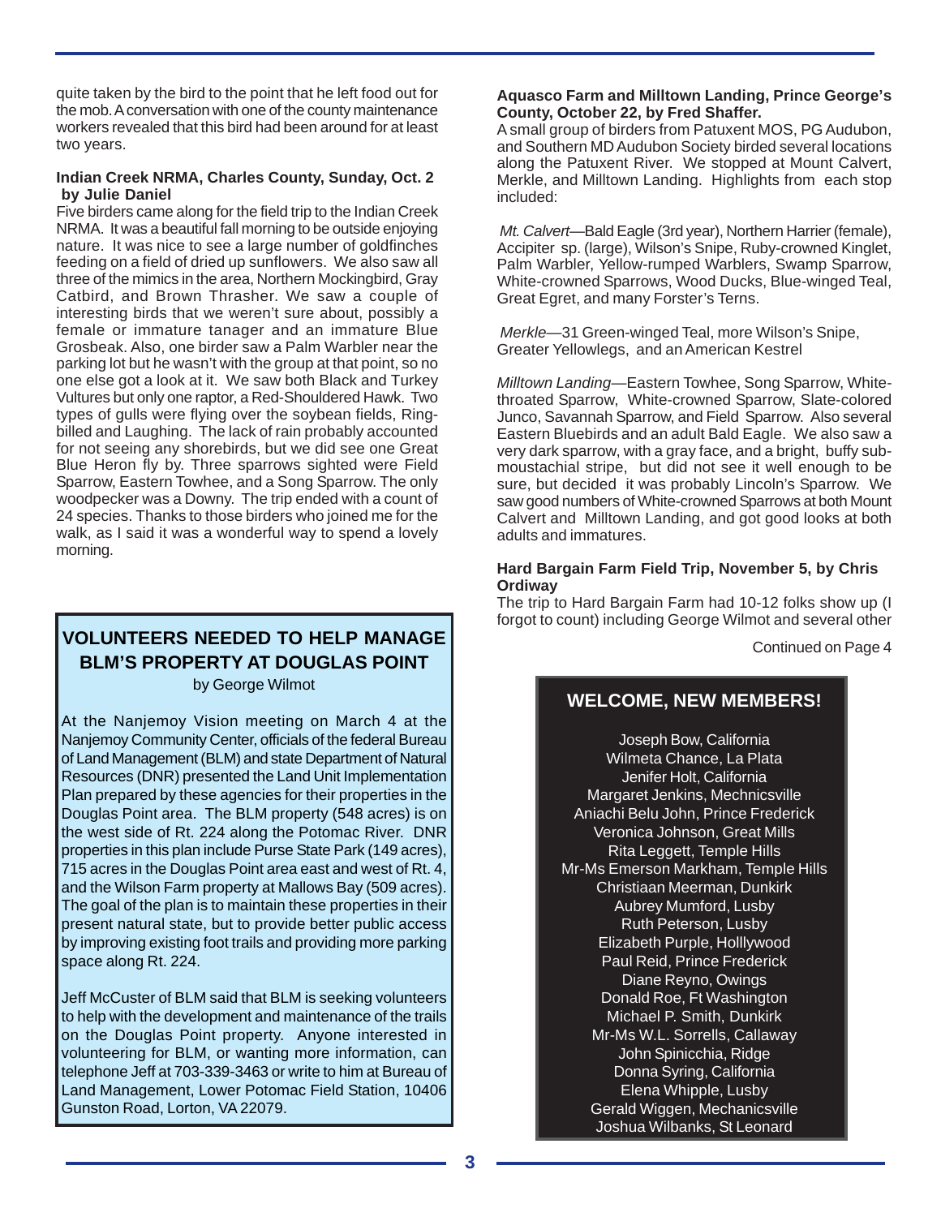quite taken by the bird to the point that he left food out for the mob. A conversation with one of the county maintenance workers revealed that this bird had been around for at least two years.

### Indian Creek NRMA, Charles County, Sunday, Oct. 2 by Julie Daniel

Five birders came along for the field trip to the Indian Creek NRMA. It was a beautiful fall morning to be outside enjoying nature. It was nice to see a large number of goldfinches feeding on a field of dried up sunflowers. We also saw all three of the mimics in the area, Northern Mockingbird, Gray Catbird, and Brown Thrasher. We saw a couple of interesting birds that we weren't sure about, possibly a female or immature tanager and an immature Blue Grosbeak. Also, one birder saw a Palm Warbler near the parking lot but he wasn't with the group at that point, so no one else got a look at it. We saw both Black and Turkey Vultures but only one raptor, a Red-Shouldered Hawk. Two types of gulls were flying over the soybean fields, Ring-billed and Laughing. The lack of rain probably accounted for not seeing any shorebirds, but we did see one Great Blue Heron fly by. Three sparrows sighted were Field Sparrow, Eastern Towhee, and a Song Sparrow. The only woodpecker was a Downy. The trip ended with a count of 24 species. Thanks to those birders who joined me for the walk, as I said it was a wonderful way to spend a lovely morning.

## VOLUNTEERS NEEDED TO HELP MANAGE BLM'S PROPERTY AT DOUGLAS POINT

by George Wilmot

At the Nanjemoy Vision meeting on March 4 at the Nanjemoy Community Center, officials of the federal Bureau of Land Management (BLM) and state Department of Natural Resources (DNR) presented the Land Unit Implementation Plan prepared by these agencies for their properties in the Douglas Point area. The BLM property (548 acres) is on the west side of Rt. 224 along the Potomac River. DNR properties in this plan include Purse State Park (149 acres), 715 acres in the Douglas Point area east and west of Rt. 4, and the Wilson Farm property at Mallows Bay (509 acres). The goal of the plan is to maintain these properties in their present natural state, but to provide better public access by improving existing foot trails and providing more parking space along Rt. 224.

Jeff McCuster of BLM said that BLM is seeking volunteers to help with the development and maintenance of the trails on the Douglas Point property. Anyone interested in volunteering for BLM, or wanting more information, can telephone Jeff at 703-339-3463 or write to him at Bureau of Land Management, Lower Potomac Field Station, 10406 Gunston Road, Lorton, VA 22079.

### Aquasco Farm and Milltown Landing, Prince George's County, October 22, by Fred Shaffer.

A small group of birders from Patuxent MOS, PG Audubon, and Southern MD Audubon Society birded several locations along the Patuxent River. We stopped at Mount Calvert, Merkle, and Milltown Landing. Highlights from each stop included:

*Mt. Calvert*—Bald Eagle (3rd year), Northern Harrier (female), Accipiter sp. (large), Wilson's Snipe, Ruby-crowned Kinglet, Palm Warbler, Yellow-rumped Warblers, Swamp Sparrow, White-crowned Sparrows, Wood Ducks, Blue-winged Teal, Great Egret, and many Forster's Terns.

*Merkle*—31 Green-winged Teal, more Wilson's Snipe, Greater Yellowlegs, and an American Kestrel

*Milltown Landing*—Eastern Towhee, Song Sparrow, White-throated Sparrow, White-crowned Sparrow, Slate-colored Junco, Savannah Sparrow, and Field Sparrow. Also several Eastern Bluebirds and an adult Bald Eagle. We also saw a very dark sparrow, with a gray face, and a bright, buffy sub-moustachial stripe, but did not see it well enough to be sure, but decided it was probably Lincoln's Sparrow. We saw good numbers of White-crowned Sparrows at both Mount Calvert and Milltown Landing, and got good looks at both adults and immatures.

### Hard Bargain Farm Field Trip, November 5, by Chris Ordiway

The trip to Hard Bargain Farm had 10-12 folks show up (I forgot to count) including George Wilmot and several other

Continued on Page 4

## WELCOME, NEW MEMBERS!

Joseph Bow, California
Wilmeta Chance, La Plata
Jenifer Holt, California
Margaret Jenkins, Mechnicsville
Aniachi Belu John, Prince Frederick
Veronica Johnson, Great Mills
Rita Leggett, Temple Hills
Mr-Ms Emerson Markham, Temple Hills
Christiaan Meerman, Dunkirk
Aubrey Mumford, Lusby
Ruth Peterson, Lusby
Elizabeth Purple, Holllywood
Paul Reid, Prince Frederick
Diane Reyno, Owings
Donald Roe, Ft Washington
Michael P. Smith, Dunkirk
Mr-Ms W.L. Sorrells, Callaway
John Spinicchia, Ridge
Donna Syring, California
Elena Whipple, Lusby
Gerald Wiggen, Mechanicsville
Joshua Wilbanks, St Leonard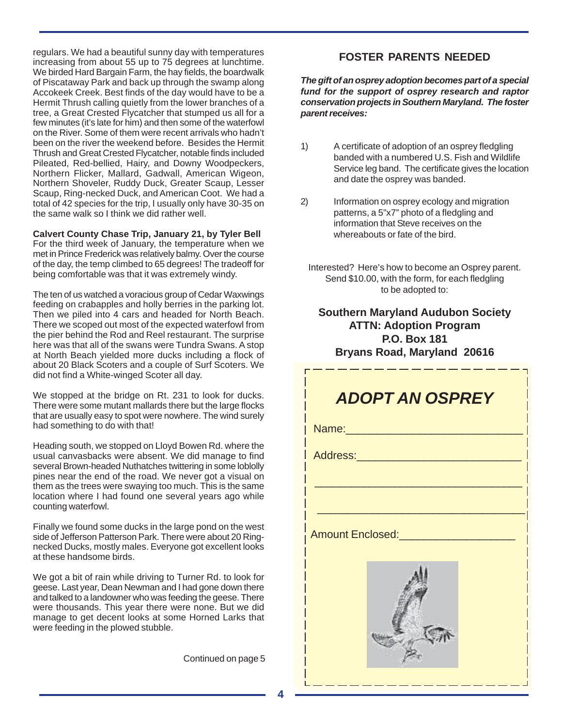regulars. We had a beautiful sunny day with temperatures increasing from about 55 up to 75 degrees at lunchtime. We birded Hard Bargain Farm, the hay fields, the boardwalk of Piscataway Park and back up through the swamp along Accokeek Creek. Best finds of the day would have to be a Hermit Thrush calling quietly from the lower branches of a tree, a Great Crested Flycatcher that stumped us all for a few minutes (it's late for him) and then some of the waterfowl on the River. Some of them were recent arrivals who hadn't been on the river the weekend before. Besides the Hermit Thrush and Great Crested Flycatcher, notable finds included Pileated, Red-bellied, Hairy, and Downy Woodpeckers, Northern Flicker, Mallard, Gadwall, American Wigeon, Northern Shoveler, Ruddy Duck, Greater Scaup, Lesser Scaup, Ring-necked Duck, and American Coot. We had a total of 42 species for the trip, I usually only have 30-35 on the same walk so I think we did rather well.

**Calvert County Chase Trip, January 21, by Tyler Bell**

For the third week of January, the temperature when we met in Prince Frederick was relatively balmy. Over the course of the day, the temp climbed to 65 degrees! The tradeoff for being comfortable was that it was extremely windy.

The ten of us watched a voracious group of Cedar Waxwings feeding on crabapples and holly berries in the parking lot. Then we piled into 4 cars and headed for North Beach. There we scoped out most of the expected waterfowl from the pier behind the Rod and Reel restaurant. The surprise here was that all of the swans were Tundra Swans. A stop at North Beach yielded more ducks including a flock of about 20 Black Scoters and a couple of Surf Scoters. We did not find a White-winged Scoter all day.

We stopped at the bridge on Rt. 231 to look for ducks. There were some mutant mallards there but the large flocks that are usually easy to spot were nowhere. The wind surely had something to do with that!

Heading south, we stopped on Lloyd Bowen Rd. where the usual canvasbacks were absent. We did manage to find several Brown-headed Nuthatches twittering in some loblolly pines near the end of the road. We never got a visual on them as the trees were swaying too much. This is the same location where I had found one several years ago while counting waterfowl.

Finally we found some ducks in the large pond on the west side of Jefferson Patterson Park. There were about 20 Ring-necked Ducks, mostly males. Everyone got excellent looks at these handsome birds.

We got a bit of rain while driving to Turner Rd. to look for geese. Last year, Dean Newman and I had gone down there and talked to a landowner who was feeding the geese. There were thousands. This year there were none. But we did manage to get decent looks at some Horned Larks that were feeding in the plowed stubble.

Continued on page 5

## FOSTER PARENTS NEEDED

***The gift of an osprey adoption becomes part of a special fund for the support of osprey research and raptor conservation projects in Southern Maryland. The foster parent receives:***

1) A certificate of adoption of an osprey fledgling banded with a numbered U.S. Fish and Wildlife Service leg band. The certificate gives the location and date the osprey was banded.

2) Information on osprey ecology and migration patterns, a 5"x7" photo of a fledgling and information that Steve receives on the whereabouts or fate of the bird.

Interested? Here's how to become an Osprey parent. Send $10.00, with the form, for each fledgling to be adopted to:

**Southern Maryland Audubon Society**
**ATTN: Adoption Program**
**P.O. Box 181**
**Bryans Road, Maryland 20616**

## *ADOPT AN OSPREY*

Name:___________________________

Address:_________________________

_________________________________

_________________________________

Amount Enclosed:__________________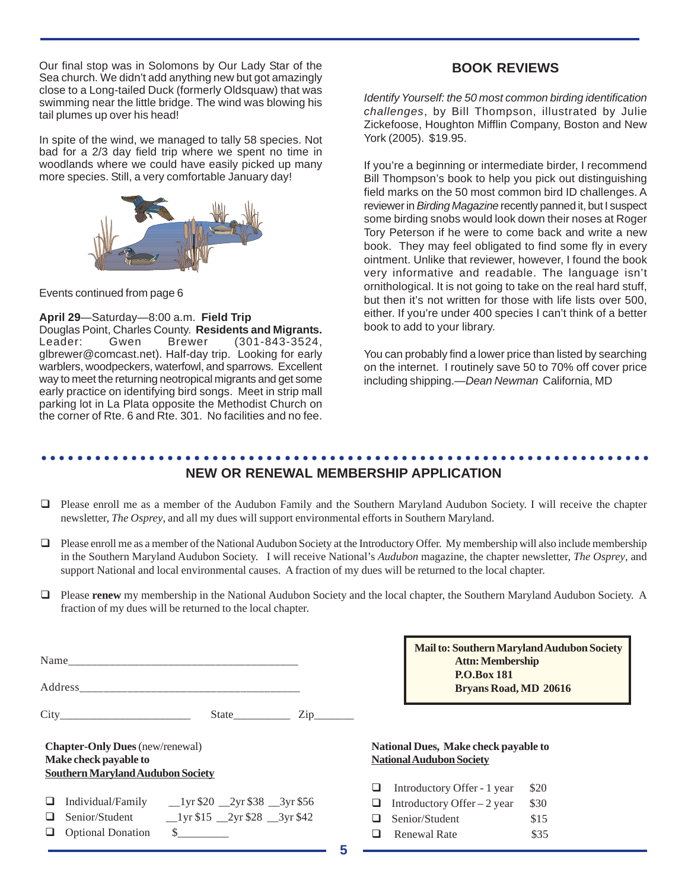Our final stop was in Solomons by Our Lady Star of the Sea church. We didn't add anything new but got amazingly close to a Long-tailed Duck (formerly Oldsquaw) that was swimming near the little bridge. The wind was blowing his tail plumes up over his head!

In spite of the wind, we managed to tally 58 species. Not bad for a 2/3 day field trip where we spent no time in woodlands where we could have easily picked up many more species. Still, a very comfortable January day!

Events continued from page 6

**April 29**—Saturday—8:00 a.m. **Field Trip**
Douglas Point, Charles County. **Residents and Migrants.** Leader: Gwen Brewer (301-843-3524, glbrewer@comcast.net). Half-day trip. Looking for early warblers, woodpeckers, waterfowl, and sparrows. Excellent way to meet the returning neotropical migrants and get some early practice on identifying bird songs. Meet in strip mall parking lot in La Plata opposite the Methodist Church on the corner of Rte. 6 and Rte. 301. No facilities and no fee.

## BOOK REVIEWS

*Identify Yourself: the 50 most common birding identification challenges*, by Bill Thompson, illustrated by Julie Zickefoose, Houghton Mifflin Company, Boston and New York (2005). $19.95.

If you're a beginning or intermediate birder, I recommend Bill Thompson's book to help you pick out distinguishing field marks on the 50 most common bird ID challenges. A reviewer in *Birding Magazine* recently panned it, but I suspect some birding snobs would look down their noses at Roger Tory Peterson if he were to come back and write a new book. They may feel obligated to find some fly in every ointment. Unlike that reviewer, however, I found the book very informative and readable. The language isn't ornithological. It is not going to take on the real hard stuff, but then it's not written for those with life lists over 500, either. If you're under 400 species I can't think of a better book to add to your library.

You can probably find a lower price than listed by searching on the internet. I routinely save 50 to 70% off cover price including shipping.—*Dean Newman* California, MD

## NEW OR RENEWAL MEMBERSHIP APPLICATION

- ☐ Please enroll me as a member of the Audubon Family and the Southern Maryland Audubon Society. I will receive the chapter newsletter, *The Osprey*, and all my dues will support environmental efforts in Southern Maryland.
- ☐ Please enroll me as a member of the National Audubon Society at the Introductory Offer. My membership will also include membership in the Southern Maryland Audubon Society. I will receive National's *Audubon* magazine, the chapter newsletter, *The Osprey*, and support National and local environmental causes. A fraction of my dues will be returned to the local chapter.
- ☐ Please **renew** my membership in the National Audubon Society and the local chapter, the Southern Maryland Audubon Society. A fraction of my dues will be returned to the local chapter.

Name________________________________________

Address______________________________________

City______________________ State__________ Zip_______

**Mail to: Southern Maryland Audubon Society**
**Attn: Membership**
**P.O.Box 181**
**Bryans Road, MD 20616**

**Chapter-Only Dues** (new/renewal)
**Make check payable to**
**Southern Maryland Audubon Society**

- ☐ Individual/Family __1yr $20 __2yr $38 __3yr $56
- ☐ Senior/Student __1yr $15 __2yr $28 __3yr $42
- ☐ Optional Donation $________

**National Dues, Make check payable to**
**National Audubon Society**

- ☐ Introductory Offer - 1 year $20
- ☐ Introductory Offer – 2 year $30
- ☐ Senior/Student $15
- ☐ Renewal Rate $35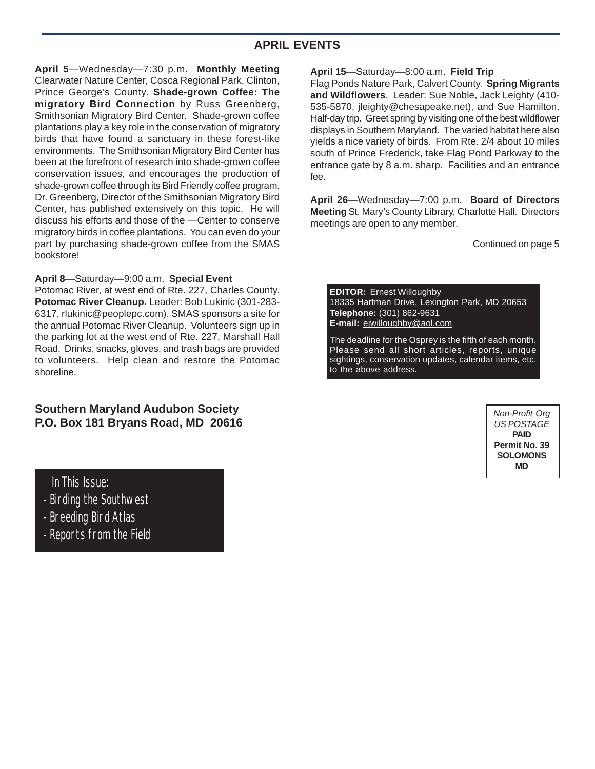## APRIL EVENTS

**April 5**—Wednesday—7:30 p.m. **Monthly Meeting** Clearwater Nature Center, Cosca Regional Park, Clinton, Prince George's County. **Shade-grown Coffee: The migratory Bird Connection** by Russ Greenberg, Smithsonian Migratory Bird Center. Shade-grown coffee plantations play a key role in the conservation of migratory birds that have found a sanctuary in these forest-like environments. The Smithsonian Migratory Bird Center has been at the forefront of research into shade-grown coffee conservation issues, and encourages the production of shade-grown coffee through its Bird Friendly coffee program. Dr. Greenberg, Director of the Smithsonian Migratory Bird Center, has published extensively on this topic. He will discuss his efforts and those of the —Center to conserve migratory birds in coffee plantations. You can even do your part by purchasing shade-grown coffee from the SMAS bookstore!

**April 8**—Saturday—9:00 a.m. **Special Event** Potomac River, at west end of Rte. 227, Charles County. **Potomac River Cleanup.** Leader: Bob Lukinic (301-283-6317, rlukinic@peoplepc.com). SMAS sponsors a site for the annual Potomac River Cleanup. Volunteers sign up in the parking lot at the west end of Rte. 227, Marshall Hall Road. Drinks, snacks, gloves, and trash bags are provided to volunteers. Help clean and restore the Potomac shoreline.

**April 15**—Saturday—8:00 a.m. **Field Trip** Flag Ponds Nature Park, Calvert County. **Spring Migrants and Wildflowers**. Leader: Sue Noble, Jack Leighty (410-535-5870, jleighty@chesapeake.net), and Sue Hamilton. Half-day trip. Greet spring by visiting one of the best wildflower displays in Southern Maryland. The varied habitat here also yields a nice variety of birds. From Rte. 2/4 about 10 miles south of Prince Frederick, take Flag Pond Parkway to the entrance gate by 8 a.m. sharp. Facilities and an entrance fee.

**April 26**—Wednesday—7:00 p.m. **Board of Directors Meeting** St. Mary's County Library, Charlotte Hall. Directors meetings are open to any member.

Continued on page 5

**EDITOR:** Ernest Willoughby
18335 Hartman Drive, Lexington Park, MD 20653
**Telephone:** (301) 862-9631
**E-mail:** ejwilloughby@aol.com

The deadline for the Osprey is the fifth of each month. Please send all short articles, reports, unique sightings, conservation updates, calendar items, etc. to the above address.

**Southern Maryland Audubon Society**
**P.O. Box 181 Bryans Road, MD 20616**

*Non-Profit Org*
*US POSTAGE*
**PAID**
**Permit No. 39**
**SOLOMONS**
**MD**

In This Issue:
- Birding the Southwest
- Breeding Bird Atlas
- Reports from the Field